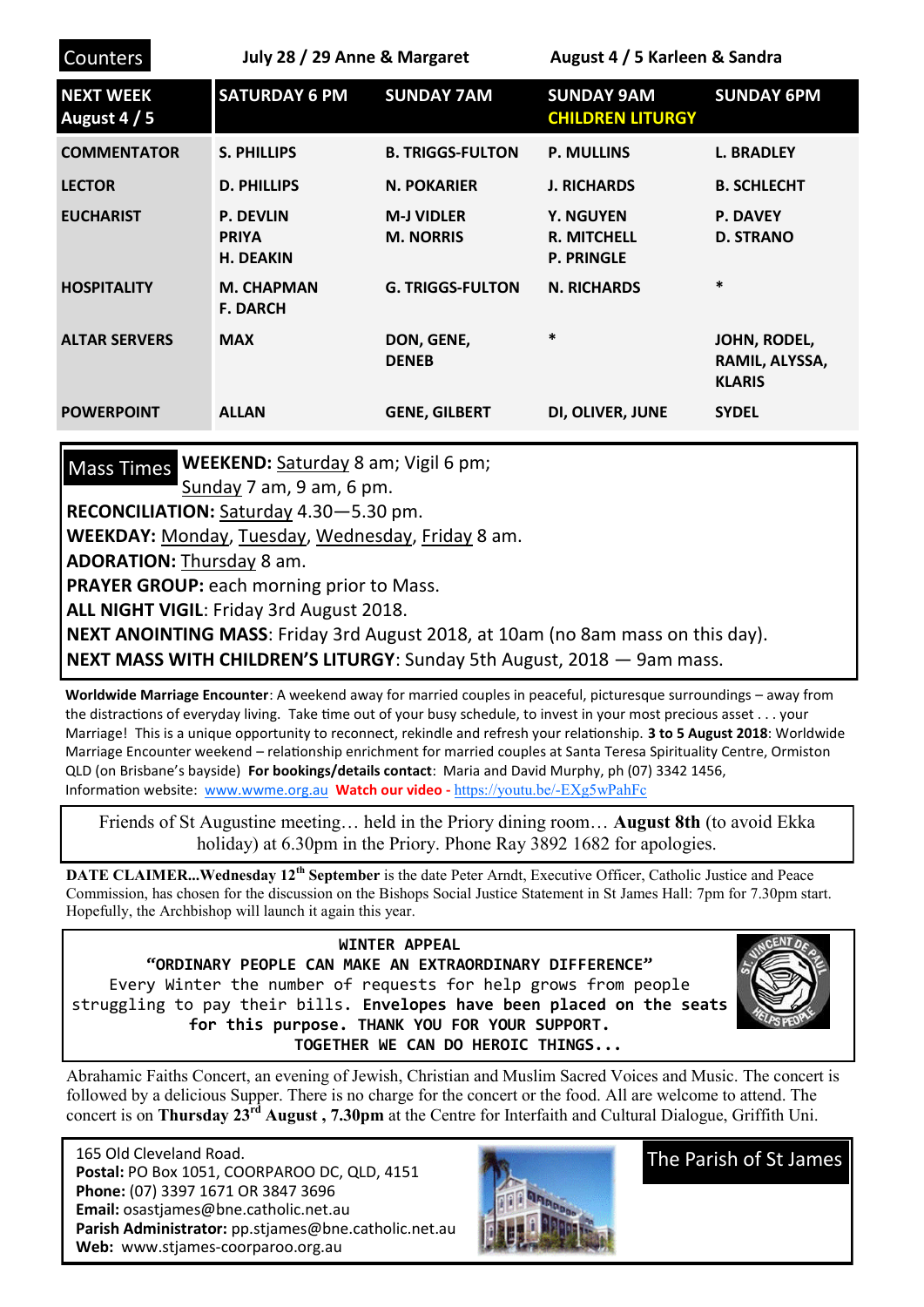**Counters** — July 28 / 29 Anne & Margaret — August 4 / 5 Karleen & Sandra

| NEXT WEEK August 4 / 5 | SATURDAY 6 PM | SUNDAY 7AM | SUNDAY 9AM CHILDREN LITURGY | SUNDAY 6PM |
|---|---|---|---|---|
| COMMENTATOR | S. PHILLIPS | B. TRIGGS-FULTON | P. MULLINS | L. BRADLEY |
| LECTOR | D. PHILLIPS | N. POKARIER | J. RICHARDS | B. SCHLECHT |
| EUCHARIST | P. DEVLIN PRIYA H. DEAKIN | M-J VIDLER M. NORRIS | Y. NGUYEN R. MITCHELL P. PRINGLE | P. DAVEY D. STRANO |
| HOSPITALITY | M. CHAPMAN F. DARCH | G. TRIGGS-FULTON | N. RICHARDS | * |
| ALTAR SERVERS | MAX | DON, GENE, DENEB | * | JOHN, RODEL, RAMIL, ALYSSA, KLARIS |
| POWERPOINT | ALLAN | GENE, GILBERT | DI, OLIVER, JUNE | SYDEL |

**Mass Times**

**WEEKEND:** Saturday 8 am; Vigil 6 pm; Sunday 7 am, 9 am, 6 pm.
**RECONCILIATION:** Saturday 4.30—5.30 pm.
**WEEKDAY:** Monday, Tuesday, Wednesday, Friday 8 am.
**ADORATION:** Thursday 8 am.
**PRAYER GROUP:** each morning prior to Mass.
**ALL NIGHT VIGIL**: Friday 3rd August 2018.
**NEXT ANOINTING MASS**: Friday 3rd August 2018, at 10am (no 8am mass on this day).
**NEXT MASS WITH CHILDREN'S LITURGY**: Sunday 5th August, 2018 — 9am mass.

**Worldwide Marriage Encounter**: A weekend away for married couples in peaceful, picturesque surroundings – away from the distractions of everyday living. Take time out of your busy schedule, to invest in your most precious asset . . . your Marriage! This is a unique opportunity to reconnect, rekindle and refresh your relationship. **3 to 5 August 2018**: Worldwide Marriage Encounter weekend – relationship enrichment for married couples at Santa Teresa Spirituality Centre, Ormiston QLD (on Brisbane's bayside) **For bookings/details contact**: Maria and David Murphy, ph (07) 3342 1456, Information website: www.wwme.org.au **Watch our video -** https://youtu.be/-EXg5wPahFc

Friends of St Augustine meeting… held in the Priory dining room… **August 8th** (to avoid Ekka holiday) at 6.30pm in the Priory. Phone Ray 3892 1682 for apologies.

**DATE CLAIMER...Wednesday 12th September** is the date Peter Arndt, Executive Officer, Catholic Justice and Peace Commission, has chosen for the discussion on the Bishops Social Justice Statement in St James Hall: 7pm for 7.30pm start. Hopefully, the Archbishop will launch it again this year.

**WINTER APPEAL**
**"ORDINARY PEOPLE CAN MAKE AN EXTRAORDINARY DIFFERENCE"**
Every Winter the number of requests for help grows from people struggling to pay their bills. **Envelopes have been placed on the seats for this purpose. THANK YOU FOR YOUR SUPPORT.**
**TOGETHER WE CAN DO HEROIC THINGS...**

Abrahamic Faiths Concert, an evening of Jewish, Christian and Muslim Sacred Voices and Music. The concert is followed by a delicious Supper. There is no charge for the concert or the food. All are welcome to attend. The concert is on **Thursday 23rd August , 7.30pm** at the Centre for Interfaith and Cultural Dialogue, Griffith Uni.

165 Old Cleveland Road.
**Postal:** PO Box 1051, COORPAROO DC, QLD, 4151
**Phone:** (07) 3397 1671 OR 3847 3696
**Email:** osastjames@bne.catholic.net.au
**Parish Administrator:** pp.stjames@bne.catholic.net.au
**Web:** www.stjames-coorparoo.org.au

**The Parish of St James**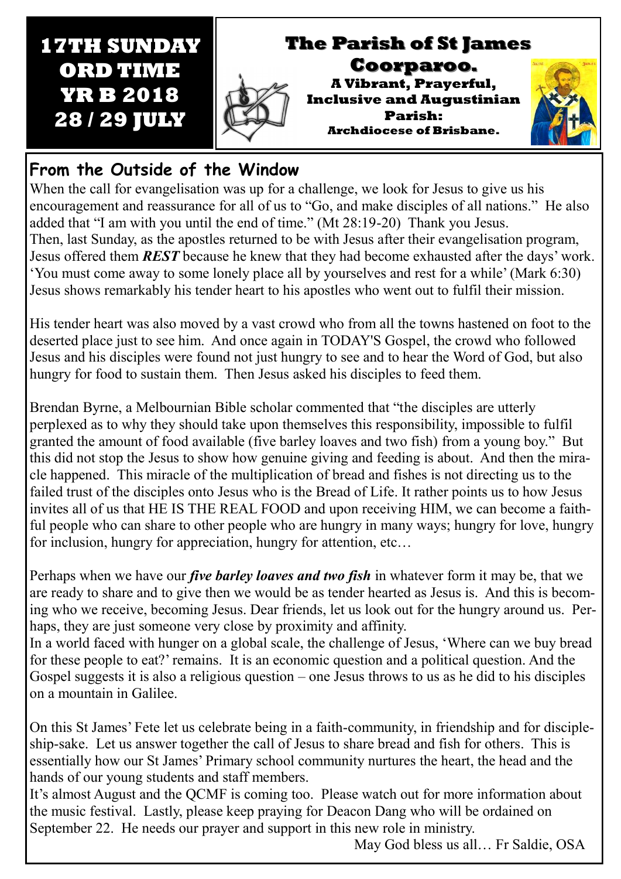**17TH SUNDAY ORD TIME YR B 2018 28 / 29 JULY**

# The Parish of St James Coorparoo.

**A Vibrant, Prayerful, Inclusive and Augustinian Parish:**
**Archdiocese of Brisbane.**

## From the Outside of the Window

When the call for evangelisation was up for a challenge, we look for Jesus to give us his encouragement and reassurance for all of us to "Go, and make disciples of all nations." He also added that "I am with you until the end of time." (Mt 28:19-20) Thank you Jesus.
Then, last Sunday, as the apostles returned to be with Jesus after their evangelisation program, Jesus offered them ***REST*** because he knew that they had become exhausted after the days' work. 'You must come away to some lonely place all by yourselves and rest for a while' (Mark 6:30) Jesus shows remarkably his tender heart to his apostles who went out to fulfil their mission.

His tender heart was also moved by a vast crowd who from all the towns hastened on foot to the deserted place just to see him. And once again in TODAY'S Gospel, the crowd who followed Jesus and his disciples were found not just hungry to see and to hear the Word of God, but also hungry for food to sustain them. Then Jesus asked his disciples to feed them.

Brendan Byrne, a Melbournian Bible scholar commented that "the disciples are utterly perplexed as to why they should take upon themselves this responsibility, impossible to fulfil granted the amount of food available (five barley loaves and two fish) from a young boy." But this did not stop the Jesus to show how genuine giving and feeding is about. And then the miracle happened. This miracle of the multiplication of bread and fishes is not directing us to the failed trust of the disciples onto Jesus who is the Bread of Life. It rather points us to how Jesus invites all of us that HE IS THE REAL FOOD and upon receiving HIM, we can become a faithful people who can share to other people who are hungry in many ways; hungry for love, hungry for inclusion, hungry for appreciation, hungry for attention, etc…

Perhaps when we have our ***five barley loaves and two fish*** in whatever form it may be, that we are ready to share and to give then we would be as tender hearted as Jesus is. And this is becoming who we receive, becoming Jesus. Dear friends, let us look out for the hungry around us. Perhaps, they are just someone very close by proximity and affinity.
In a world faced with hunger on a global scale, the challenge of Jesus, 'Where can we buy bread for these people to eat?' remains. It is an economic question and a political question. And the Gospel suggests it is also a religious question – one Jesus throws to us as he did to his disciples on a mountain in Galilee.

On this St James' Fete let us celebrate being in a faith-community, in friendship and for discipleship-sake. Let us answer together the call of Jesus to share bread and fish for others. This is essentially how our St James' Primary school community nurtures the heart, the head and the hands of our young students and staff members.
It's almost August and the QCMF is coming too. Please watch out for more information about the music festival. Lastly, please keep praying for Deacon Dang who will be ordained on September 22. He needs our prayer and support in this new role in ministry.

May God bless us all… Fr Saldie, OSA